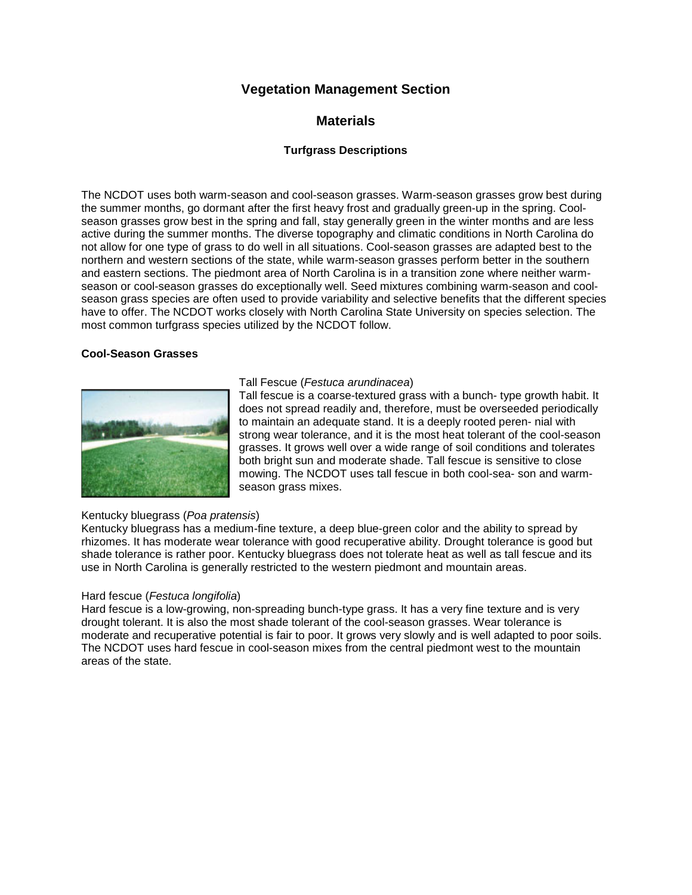## Vegetation Management Section

## Materials

### Turfgrass Descriptions

The NCDOT uses both warm-season and cool-season grasses. Warm-season grasses grow best during the summer months, go dormant after the first heavy frost and gradually green-up in the spring. Cool-season grasses grow best in the spring and fall, stay generally green in the winter months and are less active during the summer months. The diverse topography and climatic conditions in North Carolina do not allow for one type of grass to do well in all situations. Cool-season grasses are adapted best to the northern and western sections of the state, while warm-season grasses perform better in the southern and eastern sections. The piedmont area of North Carolina is in a transition zone where neither warm-season or cool-season grasses do exceptionally well. Seed mixtures combining warm-season and cool-season grass species are often used to provide variability and selective benefits that the different species have to offer. The NCDOT works closely with North Carolina State University on species selection. The most common turfgrass species utilized by the NCDOT follow.

**Cool-Season Grasses**

Tall Fescue (*Festuca arundinacea*)
Tall fescue is a coarse-textured grass with a bunch- type growth habit. It does not spread readily and, therefore, must be overseeded periodically to maintain an adequate stand. It is a deeply rooted peren- nial with strong wear tolerance, and it is the most heat tolerant of the cool-season grasses. It grows well over a wide range of soil conditions and tolerates both bright sun and moderate shade. Tall fescue is sensitive to close mowing. The NCDOT uses tall fescue in both cool-sea- son and warm-season grass mixes.

Kentucky bluegrass (*Poa pratensis*)
Kentucky bluegrass has a medium-fine texture, a deep blue-green color and the ability to spread by rhizomes. It has moderate wear tolerance with good recuperative ability. Drought tolerance is good but shade tolerance is rather poor. Kentucky bluegrass does not tolerate heat as well as tall fescue and its use in North Carolina is generally restricted to the western piedmont and mountain areas.

Hard fescue (*Festuca longifolia*)
Hard fescue is a low-growing, non-spreading bunch-type grass. It has a very fine texture and is very drought tolerant. It is also the most shade tolerant of the cool-season grasses. Wear tolerance is moderate and recuperative potential is fair to poor. It grows very slowly and is well adapted to poor soils. The NCDOT uses hard fescue in cool-season mixes from the central piedmont west to the mountain areas of the state.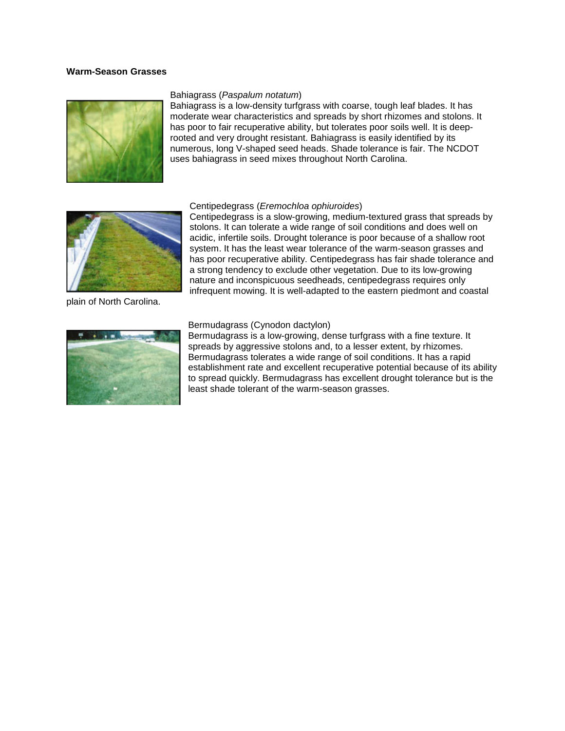**Warm-Season Grasses**

Bahiagrass (*Paspalum notatum*)
Bahiagrass is a low-density turfgrass with coarse, tough leaf blades. It has moderate wear characteristics and spreads by short rhizomes and stolons. It has poor to fair recuperative ability, but tolerates poor soils well. It is deep-rooted and very drought resistant. Bahiagrass is easily identified by its numerous, long V-shaped seed heads. Shade tolerance is fair. The NCDOT uses bahiagrass in seed mixes throughout North Carolina.

Centipedegrass (*Eremochloa ophiuroides*)
Centipedegrass is a slow-growing, medium-textured grass that spreads by stolons. It can tolerate a wide range of soil conditions and does well on acidic, infertile soils. Drought tolerance is poor because of a shallow root system. It has the least wear tolerance of the warm-season grasses and has poor recuperative ability. Centipedegrass has fair shade tolerance and a strong tendency to exclude other vegetation. Due to its low-growing nature and inconspicuous seedheads, centipedegrass requires only infrequent mowing. It is well-adapted to the eastern piedmont and coastal plain of North Carolina.

Bermudagrass (Cynodon dactylon)
Bermudagrass is a low-growing, dense turfgrass with a fine texture. It spreads by aggressive stolons and, to a lesser extent, by rhizomes. Bermudagrass tolerates a wide range of soil conditions. It has a rapid establishment rate and excellent recuperative potential because of its ability to spread quickly. Bermudagrass has excellent drought tolerance but is the least shade tolerant of the warm-season grasses.